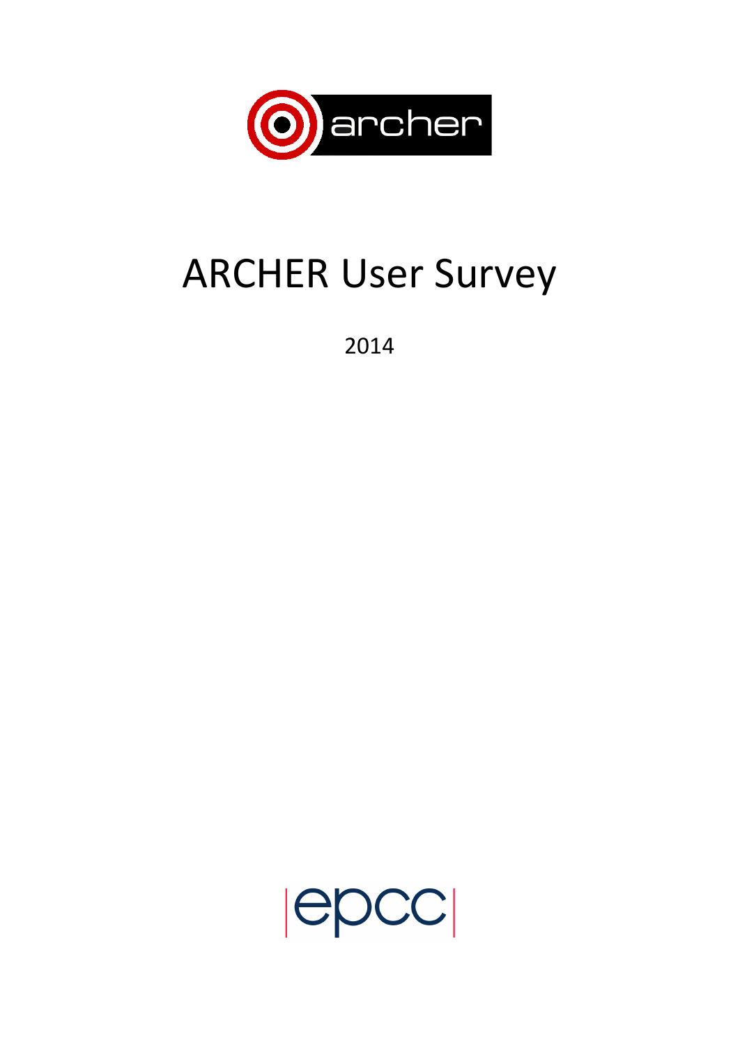# ARCHER User Survey

2014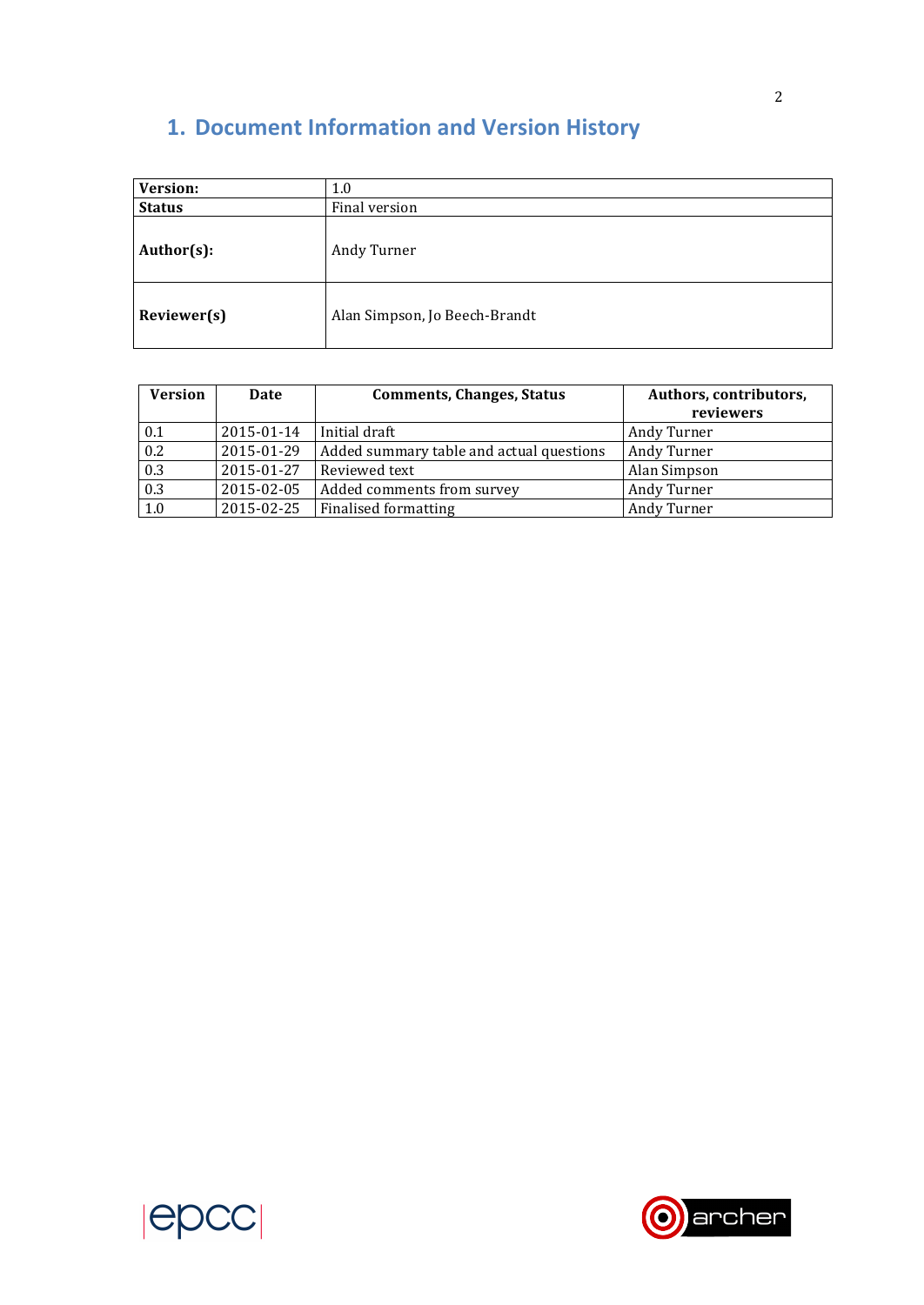# 1. Document Information and Version History

| **Version:** | 1.0 |
|---|---|
| **Status** | Final version |
| **Author(s):** | Andy Turner |
| **Reviewer(s)** | Alan Simpson, Jo Beech-Brandt |

| Version | Date | Comments, Changes, Status | Authors, contributors, reviewers |
|---|---|---|---|
| 0.1 | 2015-01-14 | Initial draft | Andy Turner |
| 0.2 | 2015-01-29 | Added summary table and actual questions | Andy Turner |
| 0.3 | 2015-01-27 | Reviewed text | Alan Simpson |
| 0.3 | 2015-02-05 | Added comments from survey | Andy Turner |
| 1.0 | 2015-02-25 | Finalised formatting | Andy Turner |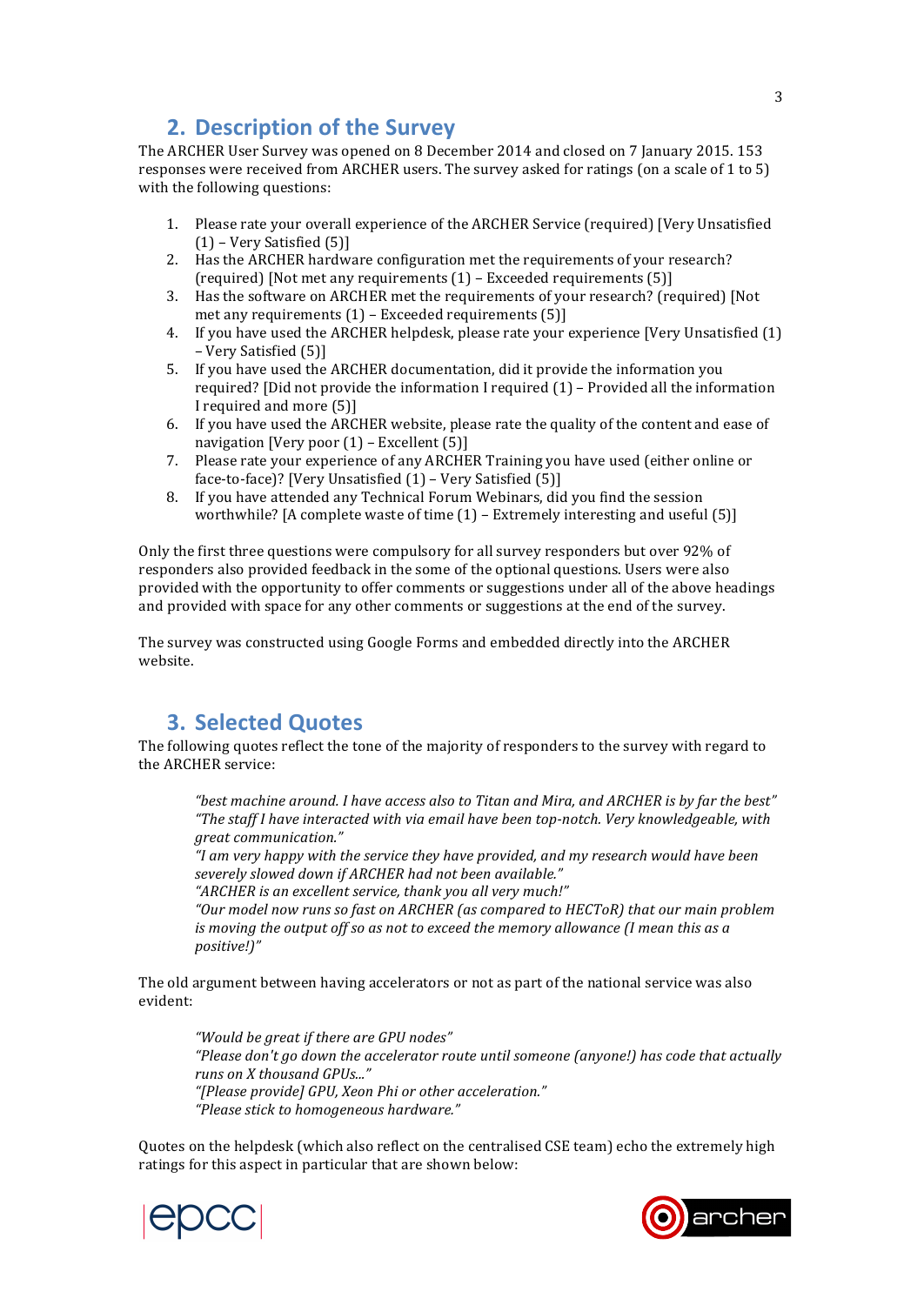## 2. Description of the Survey

The ARCHER User Survey was opened on 8 December 2014 and closed on 7 January 2015. 153 responses were received from ARCHER users. The survey asked for ratings (on a scale of 1 to 5) with the following questions:

1. Please rate your overall experience of the ARCHER Service (required) [Very Unsatisfied (1) – Very Satisfied (5)]
2. Has the ARCHER hardware configuration met the requirements of your research? (required) [Not met any requirements (1) – Exceeded requirements (5)]
3. Has the software on ARCHER met the requirements of your research? (required) [Not met any requirements (1) – Exceeded requirements (5)]
4. If you have used the ARCHER helpdesk, please rate your experience [Very Unsatisfied (1) – Very Satisfied (5)]
5. If you have used the ARCHER documentation, did it provide the information you required? [Did not provide the information I required (1) – Provided all the information I required and more (5)]
6. If you have used the ARCHER website, please rate the quality of the content and ease of navigation [Very poor (1) – Excellent (5)]
7. Please rate your experience of any ARCHER Training you have used (either online or face-to-face)? [Very Unsatisfied (1) – Very Satisfied (5)]
8. If you have attended any Technical Forum Webinars, did you find the session worthwhile? [A complete waste of time (1) – Extremely interesting and useful (5)]

Only the first three questions were compulsory for all survey responders but over 92% of responders also provided feedback in the some of the optional questions. Users were also provided with the opportunity to offer comments or suggestions under all of the above headings and provided with space for any other comments or suggestions at the end of the survey.

The survey was constructed using Google Forms and embedded directly into the ARCHER website.

## 3. Selected Quotes

The following quotes reflect the tone of the majority of responders to the survey with regard to the ARCHER service:

> *"best machine around. I have access also to Titan and Mira, and ARCHER is by far the best"*
> *"The staff I have interacted with via email have been top-notch. Very knowledgeable, with great communication."*
> *"I am very happy with the service they have provided, and my research would have been severely slowed down if ARCHER had not been available."*
> *"ARCHER is an excellent service, thank you all very much!"*
> *"Our model now runs so fast on ARCHER (as compared to HECToR) that our main problem is moving the output off so as not to exceed the memory allowance (I mean this as a positive!)"*

The old argument between having accelerators or not as part of the national service was also evident:

> *"Would be great if there are GPU nodes"*
> *"Please don't go down the accelerator route until someone (anyone!) has code that actually runs on X thousand GPUs..."*
> *"[Please provide] GPU, Xeon Phi or other acceleration."*
> *"Please stick to homogeneous hardware."*

Quotes on the helpdesk (which also reflect on the centralised CSE team) echo the extremely high ratings for this aspect in particular that are shown below: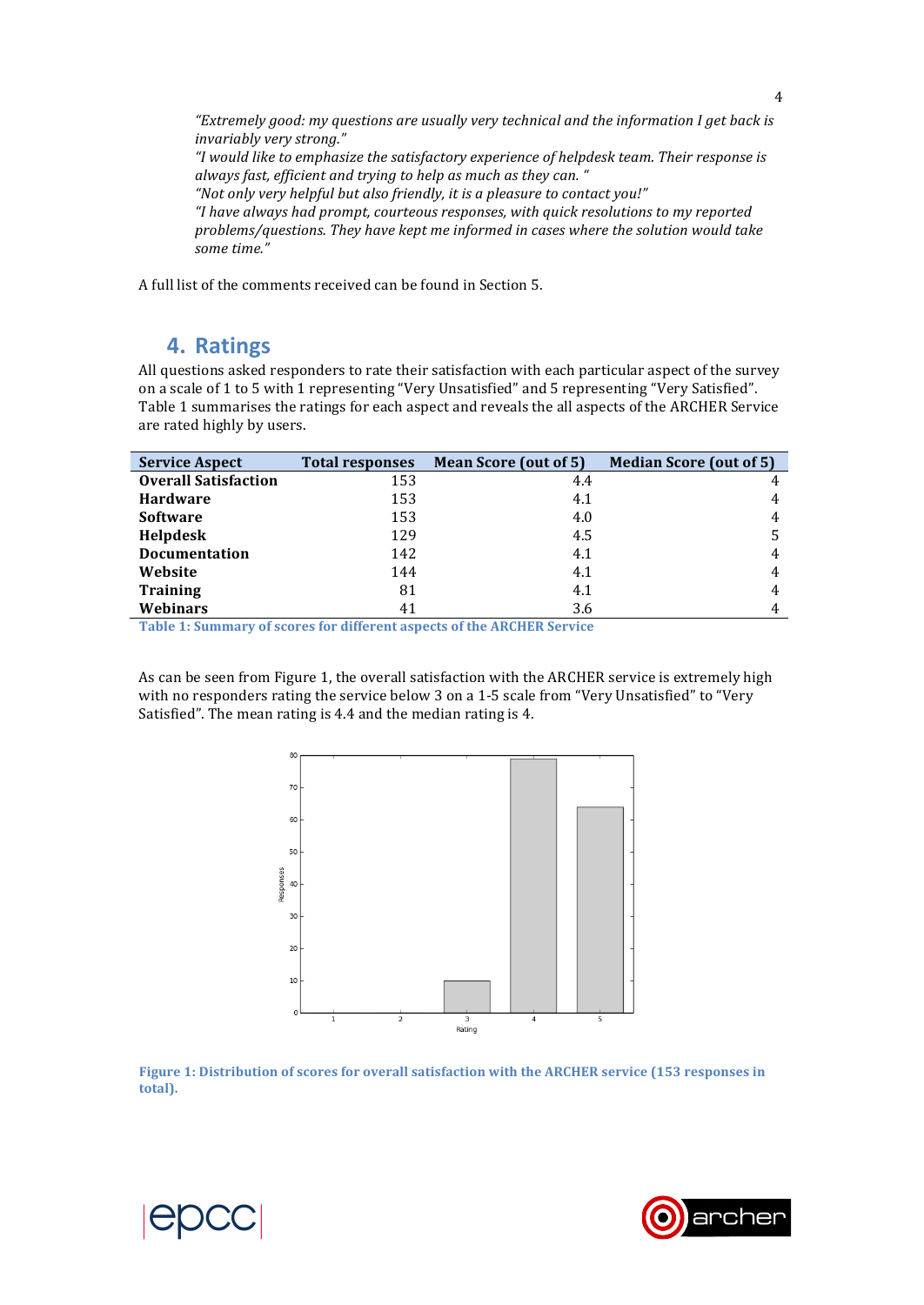*"Extremely good: my questions are usually very technical and the information I get back is invariably very strong."*
*"I would like to emphasize the satisfactory experience of helpdesk team. Their response is always fast, efficient and trying to help as much as they can. "*
*"Not only very helpful but also friendly, it is a pleasure to contact you!"*
*"I have always had prompt, courteous responses, with quick resolutions to my reported problems/questions. They have kept me informed in cases where the solution would take some time."*

A full list of the comments received can be found in Section 5.

## 4. Ratings

All questions asked responders to rate their satisfaction with each particular aspect of the survey on a scale of 1 to 5 with 1 representing "Very Unsatisfied" and 5 representing "Very Satisfied". Table 1 summarises the ratings for each aspect and reveals the all aspects of the ARCHER Service are rated highly by users.

| Service Aspect | Total responses | Mean Score (out of 5) | Median Score (out of 5) |
|---|---|---|---|
| **Overall Satisfaction** | 153 | 4.4 | 4 |
| **Hardware** | 153 | 4.1 | 4 |
| **Software** | 153 | 4.0 | 4 |
| **Helpdesk** | 129 | 4.5 | 5 |
| **Documentation** | 142 | 4.1 | 4 |
| **Website** | 144 | 4.1 | 4 |
| **Training** | 81 | 4.1 | 4 |
| **Webinars** | 41 | 3.6 | 4 |

**Table 1: Summary of scores for different aspects of the ARCHER Service**

As can be seen from Figure 1, the overall satisfaction with the ARCHER service is extremely high with no responders rating the service below 3 on a 1-5 scale from "Very Unsatisfied" to "Very Satisfied". The mean rating is 4.4 and the median rating is 4.

**Figure 1: Distribution of scores for overall satisfaction with the ARCHER service (153 responses in total).**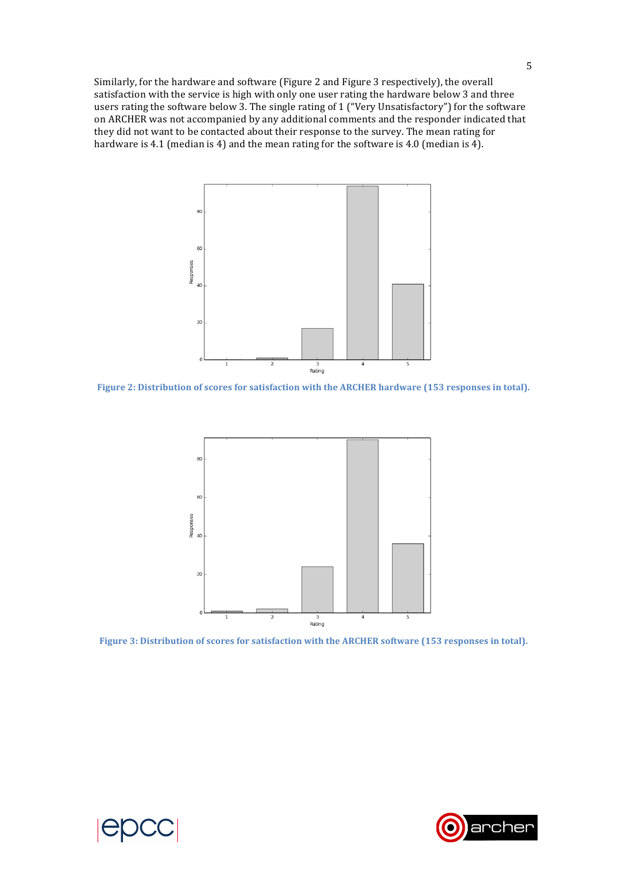Similarly, for the hardware and software (Figure 2 and Figure 3 respectively), the overall satisfaction with the service is high with only one user rating the hardware below 3 and three users rating the software below 3. The single rating of 1 ("Very Unsatisfactory") for the software on ARCHER was not accompanied by any additional comments and the responder indicated that they did not want to be contacted about their response to the survey. The mean rating for hardware is 4.1 (median is 4) and the mean rating for the software is 4.0 (median is 4).

**Figure 2: Distribution of scores for satisfaction with the ARCHER hardware (153 responses in total).**

**Figure 3: Distribution of scores for satisfaction with the ARCHER software (153 responses in total).**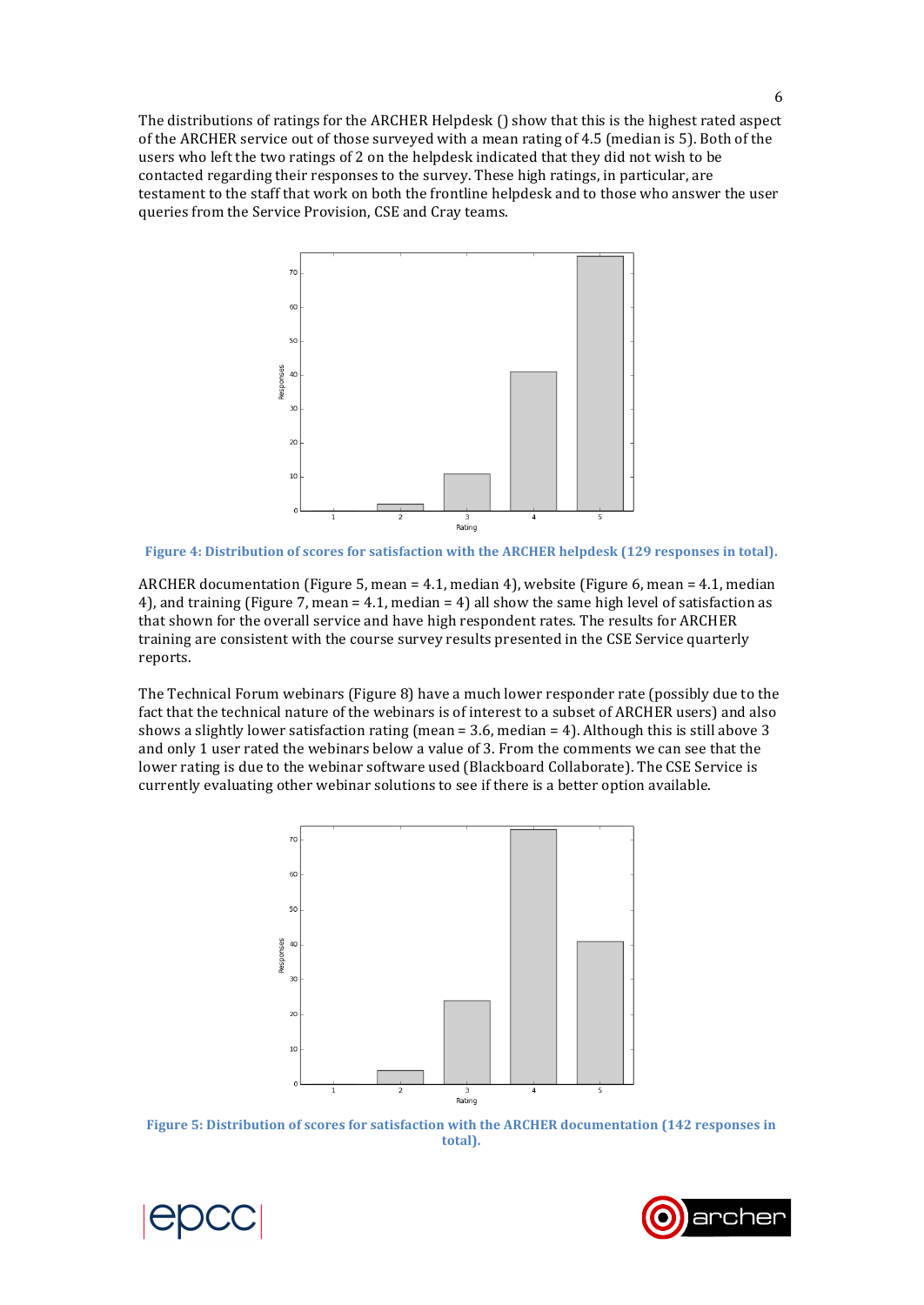The distributions of ratings for the ARCHER Helpdesk () show that this is the highest rated aspect of the ARCHER service out of those surveyed with a mean rating of 4.5 (median is 5). Both of the users who left the two ratings of 2 on the helpdesk indicated that they did not wish to be contacted regarding their responses to the survey. These high ratings, in particular, are testament to the staff that work on both the frontline helpdesk and to those who answer the user queries from the Service Provision, CSE and Cray teams.

**Figure 4: Distribution of scores for satisfaction with the ARCHER helpdesk (129 responses in total).**

ARCHER documentation (Figure 5, mean = 4.1, median 4), website (Figure 6, mean = 4.1, median 4), and training (Figure 7, mean = 4.1, median = 4) all show the same high level of satisfaction as that shown for the overall service and have high respondent rates. The results for ARCHER training are consistent with the course survey results presented in the CSE Service quarterly reports.

The Technical Forum webinars (Figure 8) have a much lower responder rate (possibly due to the fact that the technical nature of the webinars is of interest to a subset of ARCHER users) and also shows a slightly lower satisfaction rating (mean = 3.6, median = 4). Although this is still above 3 and only 1 user rated the webinars below a value of 3. From the comments we can see that the lower rating is due to the webinar software used (Blackboard Collaborate). The CSE Service is currently evaluating other webinar solutions to see if there is a better option available.

**Figure 5: Distribution of scores for satisfaction with the ARCHER documentation (142 responses in total).**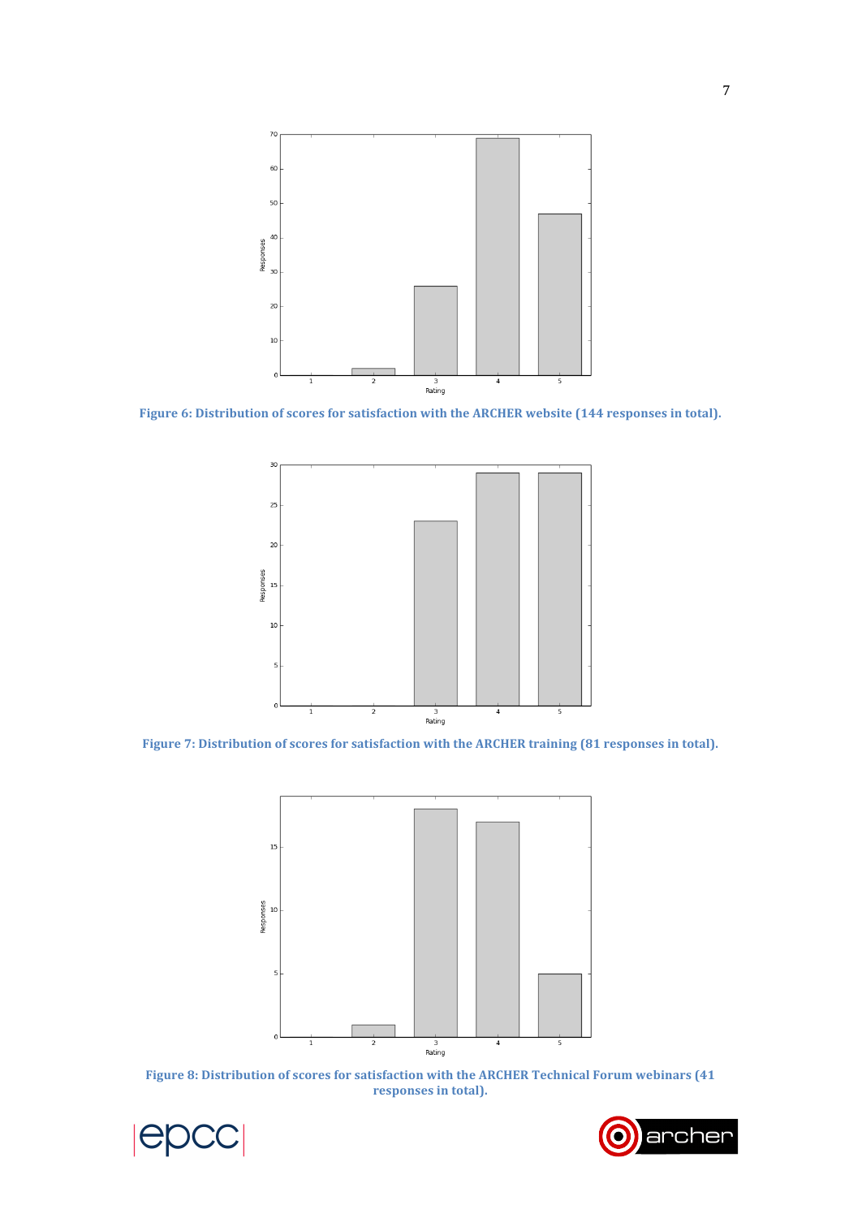Figure 6: Distribution of scores for satisfaction with the ARCHER website (144 responses in total).

Figure 7: Distribution of scores for satisfaction with the ARCHER training (81 responses in total).

Figure 8: Distribution of scores for satisfaction with the ARCHER Technical Forum webinars (41 responses in total).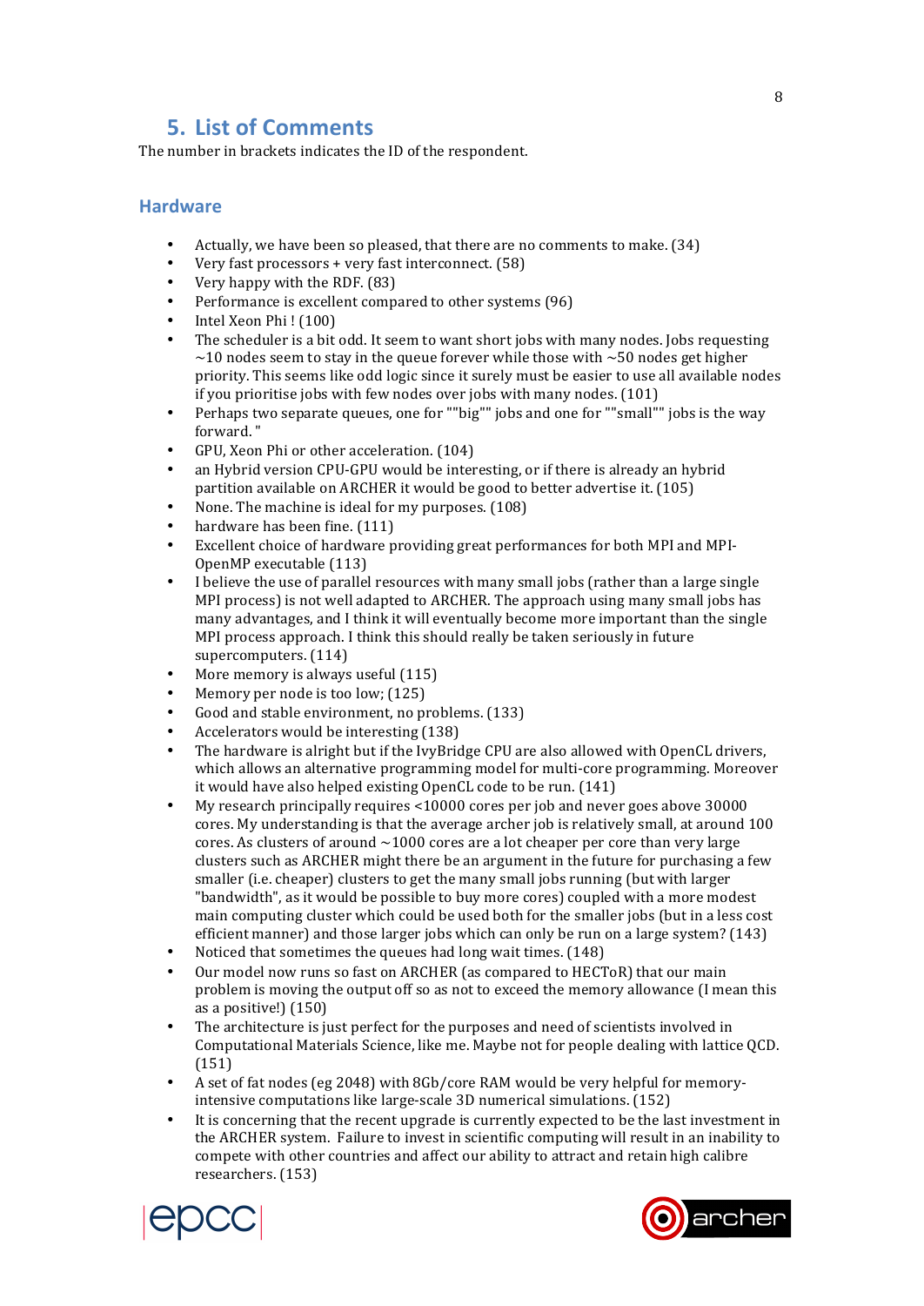# 5. List of Comments

The number in brackets indicates the ID of the respondent.

## Hardware

- Actually, we have been so pleased, that there are no comments to make. (34)
- Very fast processors + very fast interconnect. (58)
- Very happy with the RDF. (83)
- Performance is excellent compared to other systems (96)
- Intel Xeon Phi ! (100)
- The scheduler is a bit odd. It seem to want short jobs with many nodes. Jobs requesting ~10 nodes seem to stay in the queue forever while those with ~50 nodes get higher priority. This seems like odd logic since it surely must be easier to use all available nodes if you prioritise jobs with few nodes over jobs with many nodes. (101)
- Perhaps two separate queues, one for ""big"" jobs and one for ""small"" jobs is the way forward. "
- GPU, Xeon Phi or other acceleration. (104)
- an Hybrid version CPU-GPU would be interesting, or if there is already an hybrid partition available on ARCHER it would be good to better advertise it. (105)
- None. The machine is ideal for my purposes. (108)
- hardware has been fine. (111)
- Excellent choice of hardware providing great performances for both MPI and MPI-OpenMP executable (113)
- I believe the use of parallel resources with many small jobs (rather than a large single MPI process) is not well adapted to ARCHER. The approach using many small jobs has many advantages, and I think it will eventually become more important than the single MPI process approach. I think this should really be taken seriously in future supercomputers. (114)
- More memory is always useful (115)
- Memory per node is too low; (125)
- Good and stable environment, no problems. (133)
- Accelerators would be interesting (138)
- The hardware is alright but if the IvyBridge CPU are also allowed with OpenCL drivers, which allows an alternative programming model for multi-core programming. Moreover it would have also helped existing OpenCL code to be run. (141)
- My research principally requires <10000 cores per job and never goes above 30000 cores. My understanding is that the average archer job is relatively small, at around 100 cores. As clusters of around ~1000 cores are a lot cheaper per core than very large clusters such as ARCHER might there be an argument in the future for purchasing a few smaller (i.e. cheaper) clusters to get the many small jobs running (but with larger "bandwidth", as it would be possible to buy more cores) coupled with a more modest main computing cluster which could be used both for the smaller jobs (but in a less cost efficient manner) and those larger jobs which can only be run on a large system? (143)
- Noticed that sometimes the queues had long wait times. (148)
- Our model now runs so fast on ARCHER (as compared to HECToR) that our main problem is moving the output off so as not to exceed the memory allowance (I mean this as a positive!) (150)
- The architecture is just perfect for the purposes and need of scientists involved in Computational Materials Science, like me. Maybe not for people dealing with lattice QCD. (151)
- A set of fat nodes (eg 2048) with 8Gb/core RAM would be very helpful for memory-intensive computations like large-scale 3D numerical simulations. (152)
- It is concerning that the recent upgrade is currently expected to be the last investment in the ARCHER system. Failure to invest in scientific computing will result in an inability to compete with other countries and affect our ability to attract and retain high calibre researchers. (153)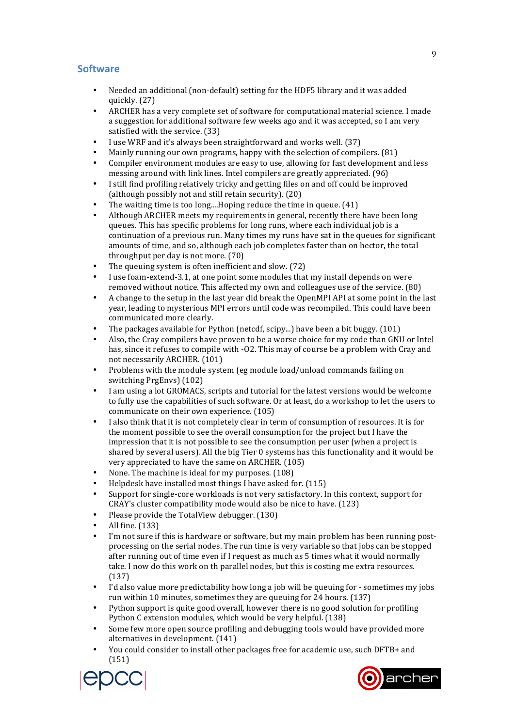## Software

- Needed an additional (non-default) setting for the HDF5 library and it was added quickly. (27)
- ARCHER has a very complete set of software for computational material science. I made a suggestion for additional software few weeks ago and it was accepted, so I am very satisfied with the service. (33)
- I use WRF and it's always been straightforward and works well. (37)
- Mainly running our own programs, happy with the selection of compilers. (81)
- Compiler environment modules are easy to use, allowing for fast development and less messing around with link lines. Intel compilers are greatly appreciated. (96)
- I still find profiling relatively tricky and getting files on and off could be improved (although possibly not and still retain security). (20)
- The waiting time is too long....Hoping reduce the time in queue. (41)
- Although ARCHER meets my requirements in general, recently there have been long queues. This has specific problems for long runs, where each individual job is a continuation of a previous run. Many times my runs have sat in the queues for significant amounts of time, and so, although each job completes faster than on hector, the total throughput per day is not more. (70)
- The queuing system is often inefficient and slow. (72)
- I use foam-extend-3.1, at one point some modules that my install depends on were removed without notice. This affected my own and colleagues use of the service. (80)
- A change to the setup in the last year did break the OpenMPI API at some point in the last year, leading to mysterious MPI errors until code was recompiled. This could have been communicated more clearly.
- The packages available for Python (netcdf, scipy...) have been a bit buggy. (101)
- Also, the Cray compilers have proven to be a worse choice for my code than GNU or Intel has, since it refuses to compile with -O2. This may of course be a problem with Cray and not necessarily ARCHER. (101)
- Problems with the module system (eg module load/unload commands failing on switching PrgEnvs) (102)
- I am using a lot GROMACS, scripts and tutorial for the latest versions would be welcome to fully use the capabilities of such software. Or at least, do a workshop to let the users to communicate on their own experience. (105)
- I also think that it is not completely clear in term of consumption of resources. It is for the moment possible to see the overall consumption for the project but I have the impression that it is not possible to see the consumption per user (when a project is shared by several users). All the big Tier 0 systems has this functionality and it would be very appreciated to have the same on ARCHER. (105)
- None. The machine is ideal for my purposes. (108)
- Helpdesk have installed most things I have asked for. (115)
- Support for single-core workloads is not very satisfactory. In this context, support for CRAY's cluster compatibility mode would also be nice to have. (123)
- Please provide the TotalView debugger. (130)
- All fine. (133)
- I'm not sure if this is hardware or software, but my main problem has been running post-processing on the serial nodes. The run time is very variable so that jobs can be stopped after running out of time even if I request as much as 5 times what it would normally take. I now do this work on th parallel nodes, but this is costing me extra resources. (137)
- I'd also value more predictability how long a job will be queuing for - sometimes my jobs run within 10 minutes, sometimes they are queuing for 24 hours. (137)
- Python support is quite good overall, however there is no good solution for profiling Python C extension modules, which would be very helpful. (138)
- Some few more open source profiling and debugging tools would have provided more alternatives in development. (141)
- You could consider to install other packages free for academic use, such DFTB+ and (151)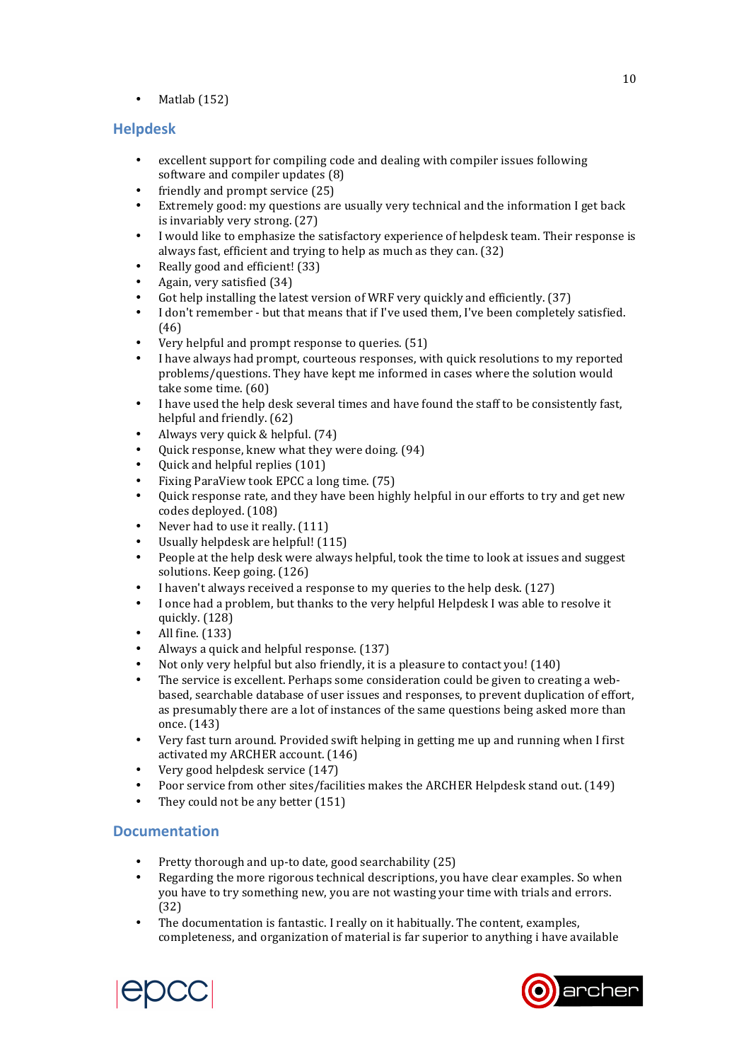- Matlab (152)

## Helpdesk

- excellent support for compiling code and dealing with compiler issues following software and compiler updates (8)
- friendly and prompt service (25)
- Extremely good: my questions are usually very technical and the information I get back is invariably very strong. (27)
- I would like to emphasize the satisfactory experience of helpdesk team. Their response is always fast, efficient and trying to help as much as they can. (32)
- Really good and efficient! (33)
- Again, very satisfied (34)
- Got help installing the latest version of WRF very quickly and efficiently. (37)
- I don't remember - but that means that if I've used them, I've been completely satisfied. (46)
- Very helpful and prompt response to queries. (51)
- I have always had prompt, courteous responses, with quick resolutions to my reported problems/questions. They have kept me informed in cases where the solution would take some time. (60)
- I have used the help desk several times and have found the staff to be consistently fast, helpful and friendly. (62)
- Always very quick & helpful. (74)
- Quick response, knew what they were doing. (94)
- Quick and helpful replies (101)
- Fixing ParaView took EPCC a long time. (75)
- Quick response rate, and they have been highly helpful in our efforts to try and get new codes deployed. (108)
- Never had to use it really. (111)
- Usually helpdesk are helpful! (115)
- People at the help desk were always helpful, took the time to look at issues and suggest solutions. Keep going. (126)
- I haven't always received a response to my queries to the help desk. (127)
- I once had a problem, but thanks to the very helpful Helpdesk I was able to resolve it quickly. (128)
- All fine. (133)
- Always a quick and helpful response. (137)
- Not only very helpful but also friendly, it is a pleasure to contact you! (140)
- The service is excellent. Perhaps some consideration could be given to creating a web-based, searchable database of user issues and responses, to prevent duplication of effort, as presumably there are a lot of instances of the same questions being asked more than once. (143)
- Very fast turn around. Provided swift helping in getting me up and running when I first activated my ARCHER account. (146)
- Very good helpdesk service (147)
- Poor service from other sites/facilities makes the ARCHER Helpdesk stand out. (149)
- They could not be any better (151)

## Documentation

- Pretty thorough and up-to date, good searchability (25)
- Regarding the more rigorous technical descriptions, you have clear examples. So when you have to try something new, you are not wasting your time with trials and errors. (32)
- The documentation is fantastic. I really on it habitually. The content, examples, completeness, and organization of material is far superior to anything i have available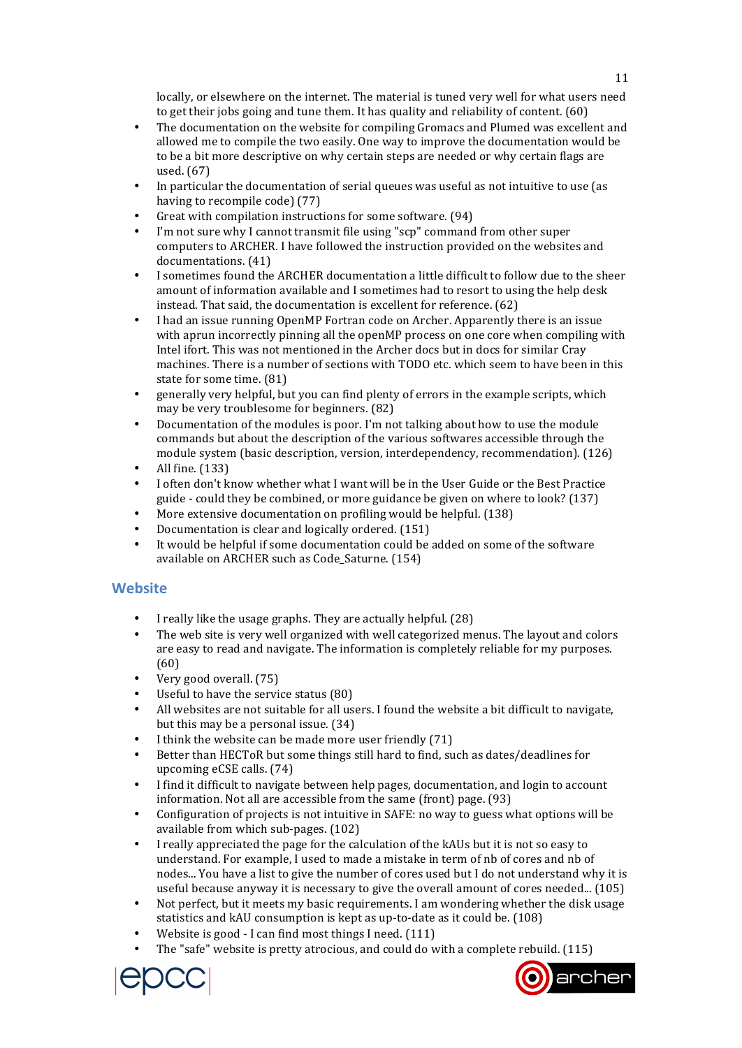locally, or elsewhere on the internet. The material is tuned very well for what users need to get their jobs going and tune them. It has quality and reliability of content. (60)

- The documentation on the website for compiling Gromacs and Plumed was excellent and allowed me to compile the two easily. One way to improve the documentation would be to be a bit more descriptive on why certain steps are needed or why certain flags are used. (67)
- In particular the documentation of serial queues was useful as not intuitive to use (as having to recompile code) (77)
- Great with compilation instructions for some software. (94)
- I'm not sure why I cannot transmit file using "scp" command from other super computers to ARCHER. I have followed the instruction provided on the websites and documentations. (41)
- I sometimes found the ARCHER documentation a little difficult to follow due to the sheer amount of information available and I sometimes had to resort to using the help desk instead. That said, the documentation is excellent for reference. (62)
- I had an issue running OpenMP Fortran code on Archer. Apparently there is an issue with aprun incorrectly pinning all the openMP process on one core when compiling with Intel ifort. This was not mentioned in the Archer docs but in docs for similar Cray machines. There is a number of sections with TODO etc. which seem to have been in this state for some time. (81)
- generally very helpful, but you can find plenty of errors in the example scripts, which may be very troublesome for beginners. (82)
- Documentation of the modules is poor. I'm not talking about how to use the module commands but about the description of the various softwares accessible through the module system (basic description, version, interdependency, recommendation). (126)
- All fine. (133)
- I often don't know whether what I want will be in the User Guide or the Best Practice guide - could they be combined, or more guidance be given on where to look? (137)
- More extensive documentation on profiling would be helpful. (138)
- Documentation is clear and logically ordered. (151)
- It would be helpful if some documentation could be added on some of the software available on ARCHER such as Code_Saturne. (154)

## Website

- I really like the usage graphs. They are actually helpful. (28)
- The web site is very well organized with well categorized menus. The layout and colors are easy to read and navigate. The information is completely reliable for my purposes. (60)
- Very good overall. (75)
- Useful to have the service status (80)
- All websites are not suitable for all users. I found the website a bit difficult to navigate, but this may be a personal issue. (34)
- I think the website can be made more user friendly (71)
- Better than HECToR but some things still hard to find, such as dates/deadlines for upcoming eCSE calls. (74)
- I find it difficult to navigate between help pages, documentation, and login to account information. Not all are accessible from the same (front) page. (93)
- Configuration of projects is not intuitive in SAFE: no way to guess what options will be available from which sub-pages. (102)
- I really appreciated the page for the calculation of the kAUs but it is not so easy to understand. For example, I used to made a mistake in term of nb of cores and nb of nodes... You have a list to give the number of cores used but I do not understand why it is useful because anyway it is necessary to give the overall amount of cores needed... (105)
- Not perfect, but it meets my basic requirements. I am wondering whether the disk usage statistics and kAU consumption is kept as up-to-date as it could be. (108)
- Website is good - I can find most things I need. (111)
- The "safe" website is pretty atrocious, and could do with a complete rebuild. (115)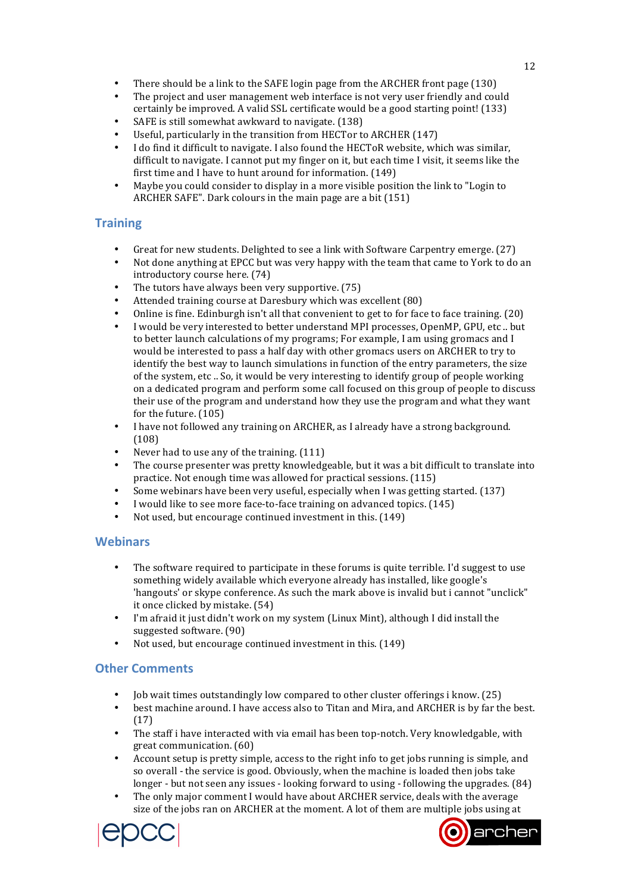- There should be a link to the SAFE login page from the ARCHER front page (130)
- The project and user management web interface is not very user friendly and could certainly be improved. A valid SSL certificate would be a good starting point! (133)
- SAFE is still somewhat awkward to navigate. (138)
- Useful, particularly in the transition from HECTor to ARCHER (147)
- I do find it difficult to navigate. I also found the HECToR website, which was similar, difficult to navigate. I cannot put my finger on it, but each time I visit, it seems like the first time and I have to hunt around for information. (149)
- Maybe you could consider to display in a more visible position the link to "Login to ARCHER SAFE". Dark colours in the main page are a bit (151)

## Training

- Great for new students. Delighted to see a link with Software Carpentry emerge. (27)
- Not done anything at EPCC but was very happy with the team that came to York to do an introductory course here. (74)
- The tutors have always been very supportive. (75)
- Attended training course at Daresbury which was excellent (80)
- Online is fine. Edinburgh isn't all that convenient to get to for face to face training. (20)
- I would be very interested to better understand MPI processes, OpenMP, GPU, etc .. but to better launch calculations of my programs; For example, I am using gromacs and I would be interested to pass a half day with other gromacs users on ARCHER to try to identify the best way to launch simulations in function of the entry parameters, the size of the system, etc .. So, it would be very interesting to identify group of people working on a dedicated program and perform some call focused on this group of people to discuss their use of the program and understand how they use the program and what they want for the future. (105)
- I have not followed any training on ARCHER, as I already have a strong background. (108)
- Never had to use any of the training. (111)
- The course presenter was pretty knowledgeable, but it was a bit difficult to translate into practice. Not enough time was allowed for practical sessions. (115)
- Some webinars have been very useful, especially when I was getting started. (137)
- I would like to see more face-to-face training on advanced topics. (145)
- Not used, but encourage continued investment in this. (149)

## Webinars

- The software required to participate in these forums is quite terrible. I'd suggest to use something widely available which everyone already has installed, like google's 'hangouts' or skype conference. As such the mark above is invalid but i cannot "unclick" it once clicked by mistake. (54)
- I'm afraid it just didn't work on my system (Linux Mint), although I did install the suggested software. (90)
- Not used, but encourage continued investment in this. (149)

## Other Comments

- Job wait times outstandingly low compared to other cluster offerings i know. (25)
- best machine around. I have access also to Titan and Mira, and ARCHER is by far the best. (17)
- The staff i have interacted with via email has been top-notch. Very knowledgable, with great communication. (60)
- Account setup is pretty simple, access to the right info to get jobs running is simple, and so overall - the service is good. Obviously, when the machine is loaded then jobs take longer - but not seen any issues - looking forward to using - following the upgrades. (84)
- The only major comment I would have about ARCHER service, deals with the average size of the jobs ran on ARCHER at the moment. A lot of them are multiple jobs using at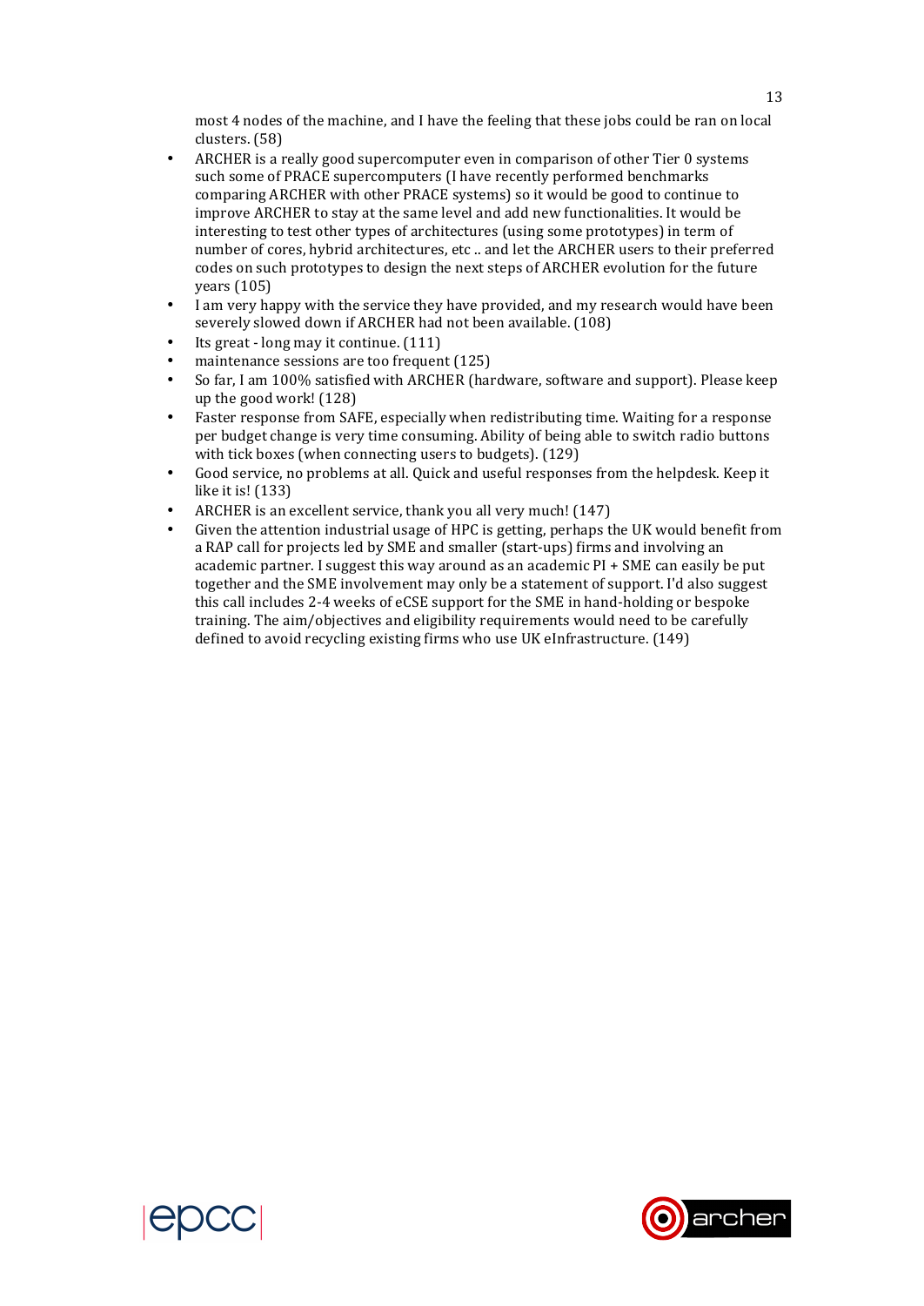most 4 nodes of the machine, and I have the feeling that these jobs could be ran on local clusters. (58)

- ARCHER is a really good supercomputer even in comparison of other Tier 0 systems such some of PRACE supercomputers (I have recently performed benchmarks comparing ARCHER with other PRACE systems) so it would be good to continue to improve ARCHER to stay at the same level and add new functionalities. It would be interesting to test other types of architectures (using some prototypes) in term of number of cores, hybrid architectures, etc .. and let the ARCHER users to their preferred codes on such prototypes to design the next steps of ARCHER evolution for the future years (105)
- I am very happy with the service they have provided, and my research would have been severely slowed down if ARCHER had not been available. (108)
- Its great - long may it continue. (111)
- maintenance sessions are too frequent (125)
- So far, I am 100% satisfied with ARCHER (hardware, software and support). Please keep up the good work! (128)
- Faster response from SAFE, especially when redistributing time. Waiting for a response per budget change is very time consuming. Ability of being able to switch radio buttons with tick boxes (when connecting users to budgets). (129)
- Good service, no problems at all. Quick and useful responses from the helpdesk. Keep it like it is! (133)
- ARCHER is an excellent service, thank you all very much! (147)
- Given the attention industrial usage of HPC is getting, perhaps the UK would benefit from a RAP call for projects led by SME and smaller (start-ups) firms and involving an academic partner. I suggest this way around as an academic PI + SME can easily be put together and the SME involvement may only be a statement of support. I'd also suggest this call includes 2-4 weeks of eCSE support for the SME in hand-holding or bespoke training. The aim/objectives and eligibility requirements would need to be carefully defined to avoid recycling existing firms who use UK eInfrastructure. (149)